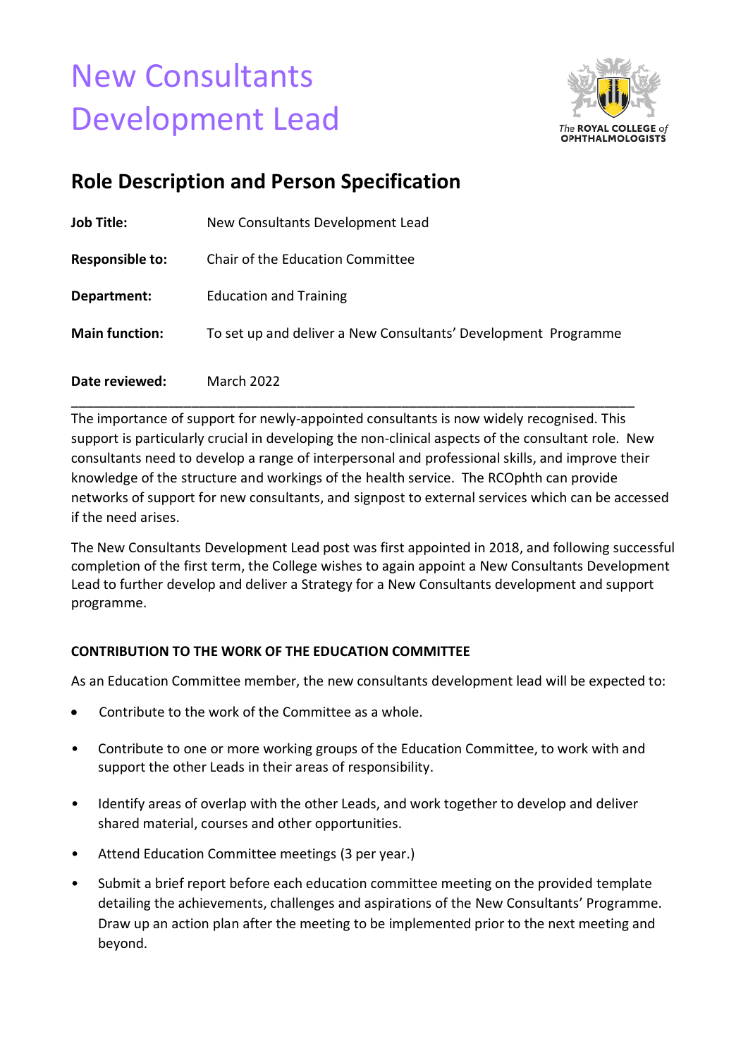# New Consultants Development Lead

The ROYAL COLLEGE of OPHTHALMOLOGISTS

## Role Description and Person Specification

| | |
|---|---|
| **Job Title:** | New Consultants Development Lead |
| **Responsible to:** | Chair of the Education Committee |
| **Department:** | Education and Training |
| **Main function:** | To set up and deliver a New Consultants' Development Programme |
| **Date reviewed:** | March 2022 |

---

The importance of support for newly-appointed consultants is now widely recognised. This support is particularly crucial in developing the non-clinical aspects of the consultant role. New consultants need to develop a range of interpersonal and professional skills, and improve their knowledge of the structure and workings of the health service. The RCOphth can provide networks of support for new consultants, and signpost to external services which can be accessed if the need arises.

The New Consultants Development Lead post was first appointed in 2018, and following successful completion of the first term, the College wishes to again appoint a New Consultants Development Lead to further develop and deliver a Strategy for a New Consultants development and support programme.

### CONTRIBUTION TO THE WORK OF THE EDUCATION COMMITTEE

As an Education Committee member, the new consultants development lead will be expected to:

- Contribute to the work of the Committee as a whole.
- Contribute to one or more working groups of the Education Committee, to work with and support the other Leads in their areas of responsibility.
- Identify areas of overlap with the other Leads, and work together to develop and deliver shared material, courses and other opportunities.
- Attend Education Committee meetings (3 per year.)
- Submit a brief report before each education committee meeting on the provided template detailing the achievements, challenges and aspirations of the New Consultants' Programme. Draw up an action plan after the meeting to be implemented prior to the next meeting and beyond.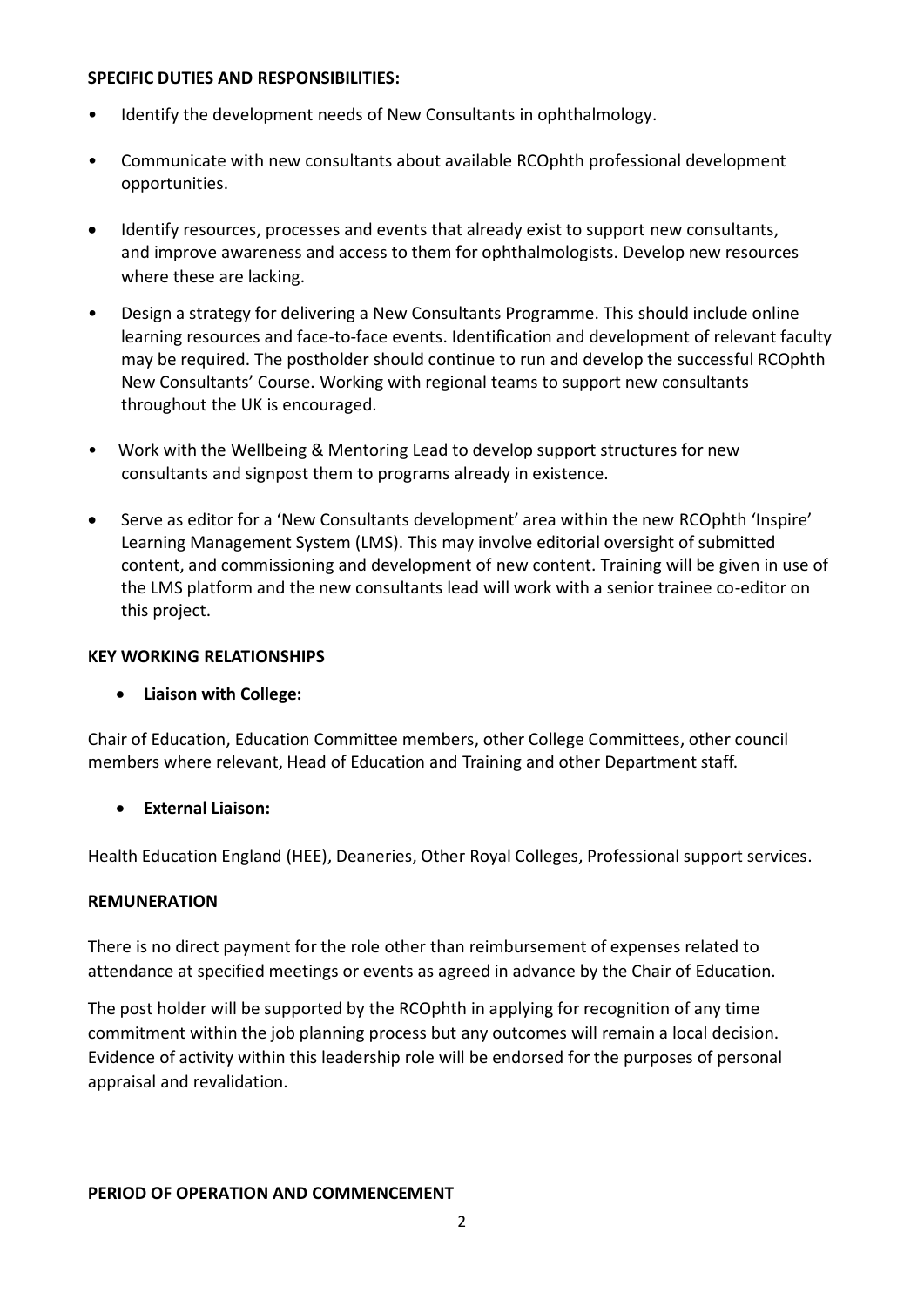**SPECIFIC DUTIES AND RESPONSIBILITIES:**

- Identify the development needs of New Consultants in ophthalmology.
- Communicate with new consultants about available RCOphth professional development opportunities.
- Identify resources, processes and events that already exist to support new consultants, and improve awareness and access to them for ophthalmologists. Develop new resources where these are lacking.
- Design a strategy for delivering a New Consultants Programme. This should include online learning resources and face-to-face events. Identification and development of relevant faculty may be required. The postholder should continue to run and develop the successful RCOphth New Consultants' Course. Working with regional teams to support new consultants throughout the UK is encouraged.
- Work with the Wellbeing & Mentoring Lead to develop support structures for new consultants and signpost them to programs already in existence.
- Serve as editor for a 'New Consultants development' area within the new RCOphth 'Inspire' Learning Management System (LMS). This may involve editorial oversight of submitted content, and commissioning and development of new content. Training will be given in use of the LMS platform and the new consultants lead will work with a senior trainee co-editor on this project.

**KEY WORKING RELATIONSHIPS**

- **Liaison with College:**

Chair of Education, Education Committee members, other College Committees, other council members where relevant, Head of Education and Training and other Department staff.

- **External Liaison:**

Health Education England (HEE), Deaneries, Other Royal Colleges, Professional support services.

**REMUNERATION**

There is no direct payment for the role other than reimbursement of expenses related to attendance at specified meetings or events as agreed in advance by the Chair of Education.

The post holder will be supported by the RCOphth in applying for recognition of any time commitment within the job planning process but any outcomes will remain a local decision. Evidence of activity within this leadership role will be endorsed for the purposes of personal appraisal and revalidation.

**PERIOD OF OPERATION AND COMMENCEMENT**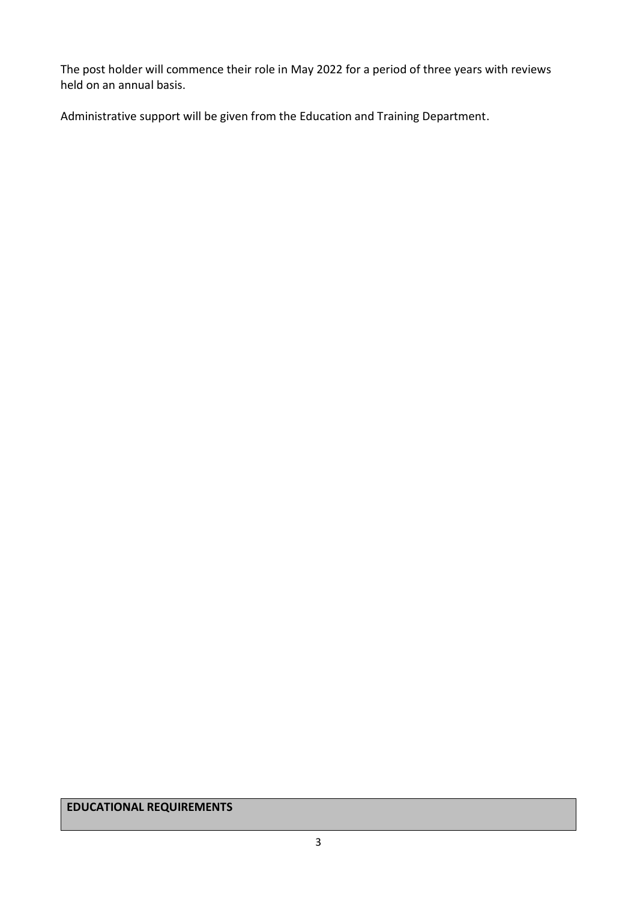The post holder will commence their role in May 2022 for a period of three years with reviews held on an annual basis.

Administrative support will be given from the Education and Training Department.

| **EDUCATIONAL REQUIREMENTS** |
| --- |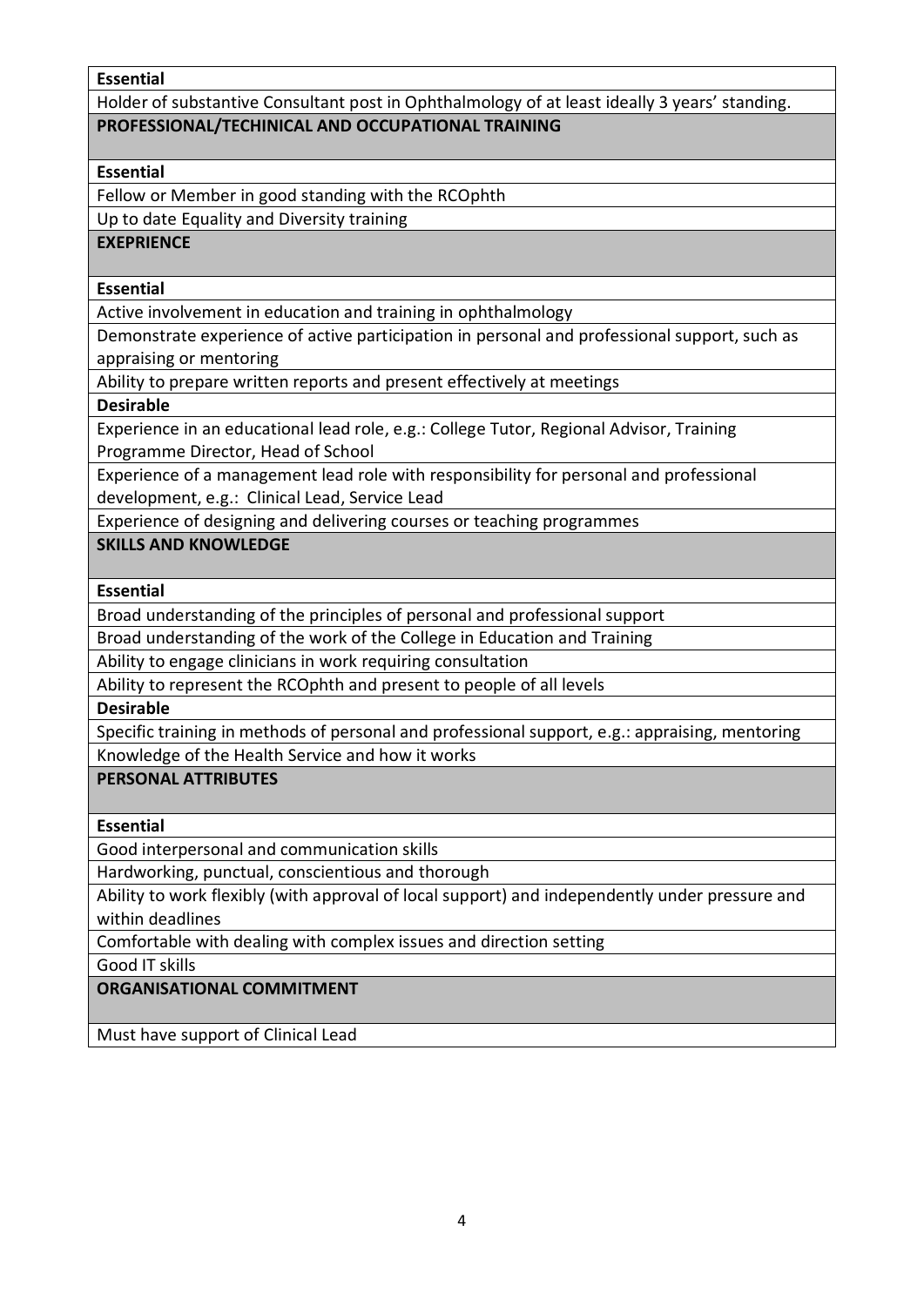| |
|---|
| **Essential** |
| Holder of substantive Consultant post in Ophthalmology of at least ideally 3 years' standing. |
| **PROFESSIONAL/TECHINICAL AND OCCUPATIONAL TRAINING** |
| **Essential** |
| Fellow or Member in good standing with the RCOphth |
| Up to date Equality and Diversity training |
| **EXEPRIENCE** |
| **Essential** |
| Active involvement in education and training in ophthalmology |
| Demonstrate experience of active participation in personal and professional support, such as appraising or mentoring |
| Ability to prepare written reports and present effectively at meetings |
| **Desirable** |
| Experience in an educational lead role, e.g.: College Tutor, Regional Advisor, Training Programme Director, Head of School |
| Experience of a management lead role with responsibility for personal and professional development, e.g.: Clinical Lead, Service Lead |
| Experience of designing and delivering courses or teaching programmes |
| **SKILLS AND KNOWLEDGE** |
| **Essential** |
| Broad understanding of the principles of personal and professional support |
| Broad understanding of the work of the College in Education and Training |
| Ability to engage clinicians in work requiring consultation |
| Ability to represent the RCOphth and present to people of all levels |
| **Desirable** |
| Specific training in methods of personal and professional support, e.g.: appraising, mentoring |
| Knowledge of the Health Service and how it works |
| **PERSONAL ATTRIBUTES** |
| **Essential** |
| Good interpersonal and communication skills |
| Hardworking, punctual, conscientious and thorough |
| Ability to work flexibly (with approval of local support) and independently under pressure and within deadlines |
| Comfortable with dealing with complex issues and direction setting |
| Good IT skills |
| **ORGANISATIONAL COMMITMENT** |
| Must have support of Clinical Lead |